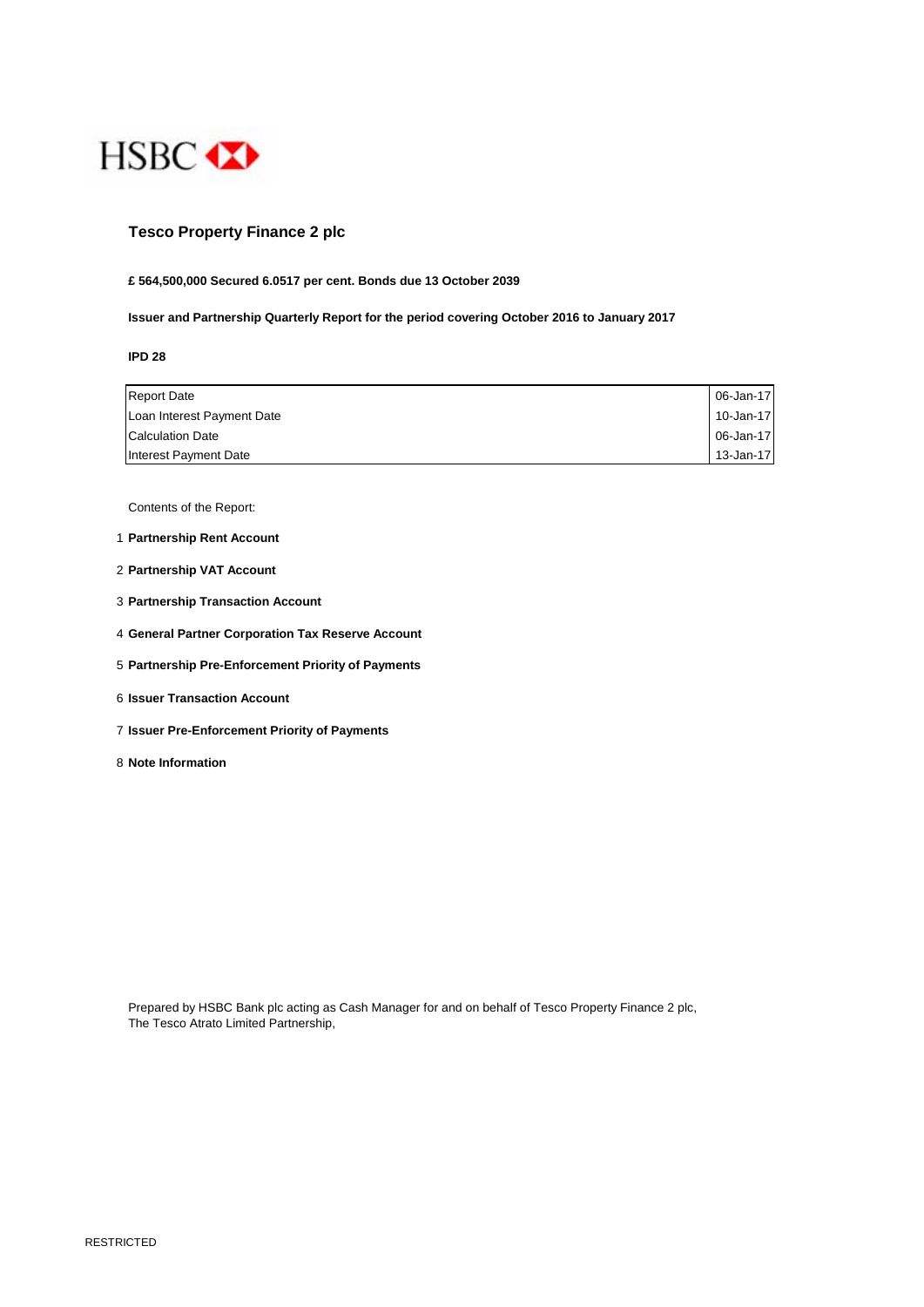HSBC

# Tesco Property Finance 2 plc

**£ 564,500,000 Secured 6.0517 per cent. Bonds due 13 October 2039**

**Issuer and Partnership Quarterly Report for the period covering October 2016 to January 2017**

**IPD 28**

| | |
|---|---|
| Report Date | 06-Jan-17 |
| Loan Interest Payment Date | 10-Jan-17 |
| Calculation Date | 06-Jan-17 |
| Interest Payment Date | 13-Jan-17 |

Contents of the Report:

1. **Partnership Rent Account**
2. **Partnership VAT Account**
3. **Partnership Transaction Account**
4. **General Partner Corporation Tax Reserve Account**
5. **Partnership Pre-Enforcement Priority of Payments**
6. **Issuer Transaction Account**
7. **Issuer Pre-Enforcement Priority of Payments**
8. **Note Information**

Prepared by HSBC Bank plc acting as Cash Manager for and on behalf of Tesco Property Finance 2 plc,
The Tesco Atrato Limited Partnership,

RESTRICTED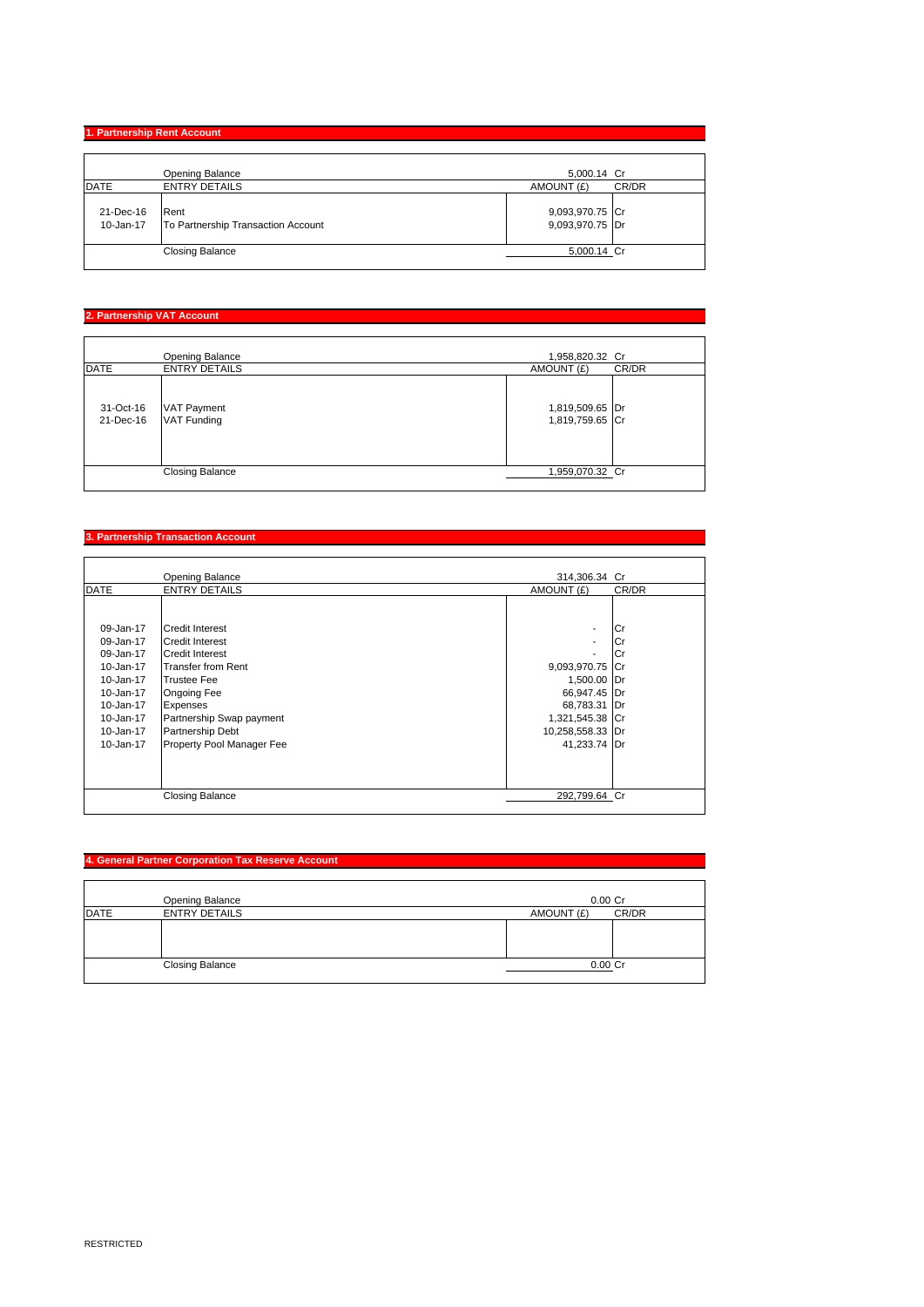## 1. Partnership Rent Account

| DATE | ENTRY DETAILS | AMOUNT (£) | CR/DR |
|---|---|---|---|
| | Opening Balance | 5,000.14 | Cr |
| 21-Dec-16 | Rent | 9,093,970.75 | Cr |
| 10-Jan-17 | To Partnership Transaction Account | 9,093,970.75 | Dr |
| | Closing Balance | 5,000.14 | Cr |

## 2. Partnership VAT Account

| DATE | ENTRY DETAILS | AMOUNT (£) | CR/DR |
|---|---|---|---|
| | Opening Balance | 1,958,820.32 | Cr |
| 31-Oct-16 | VAT Payment | 1,819,509.65 | Dr |
| 21-Dec-16 | VAT Funding | 1,819,759.65 | Cr |
| | Closing Balance | 1,959,070.32 | Cr |

## 3. Partnership Transaction Account

| DATE | ENTRY DETAILS | AMOUNT (£) | CR/DR |
|---|---|---|---|
| | Opening Balance | 314,306.34 | Cr |
| 09-Jan-17 | Credit Interest | - | Cr |
| 09-Jan-17 | Credit Interest | - | Cr |
| 09-Jan-17 | Credit Interest | - | Cr |
| 10-Jan-17 | Transfer from Rent | 9,093,970.75 | Cr |
| 10-Jan-17 | Trustee Fee | 1,500.00 | Dr |
| 10-Jan-17 | Ongoing Fee | 66,947.45 | Dr |
| 10-Jan-17 | Expenses | 68,783.31 | Dr |
| 10-Jan-17 | Partnership Swap payment | 1,321,545.38 | Cr |
| 10-Jan-17 | Partnership Debt | 10,258,558.33 | Dr |
| 10-Jan-17 | Property Pool Manager Fee | 41,233.74 | Dr |
| | Closing Balance | 292,799.64 | Cr |

## 4. General Partner Corporation Tax Reserve Account

| DATE | ENTRY DETAILS | AMOUNT (£) | CR/DR |
|---|---|---|---|
| | Opening Balance | 0.00 | Cr |
| | | | |
| | Closing Balance | 0.00 | Cr |

RESTRICTED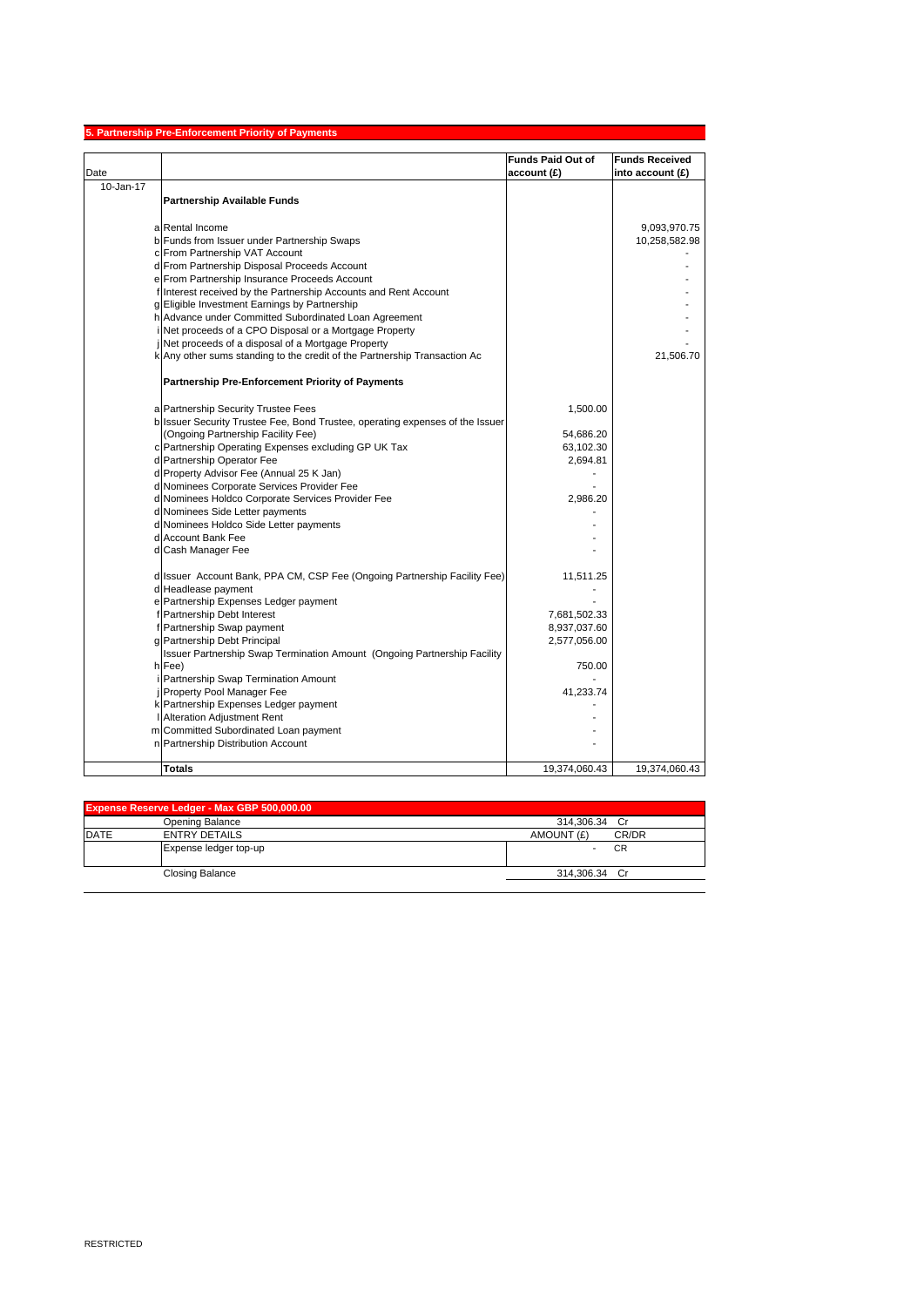## 5. Partnership Pre-Enforcement Priority of Payments

| Date | | | Funds Paid Out of account (£) | Funds Received into account (£) |
|---|---|---|---|---|
| 10-Jan-17 | | | | |
| | | **Partnership Available Funds** | | |
| | a | Rental Income | | 9,093,970.75 |
| | b | Funds from Issuer under Partnership Swaps | | 10,258,582.98 |
| | c | From Partnership VAT Account | | - |
| | d | From Partnership Disposal Proceeds Account | | - |
| | e | From Partnership Insurance Proceeds Account | | - |
| | f | Interest received by the Partnership Accounts and Rent Account | | - |
| | g | Eligible Investment Earnings by Partnership | | - |
| | h | Advance under Committed Subordinated Loan Agreement | | - |
| | i | Net proceeds of a CPO Disposal or a Mortgage Property | | - |
| | j | Net proceeds of a disposal of a Mortgage Property | | - |
| | k | Any other sums standing to the credit of the Partnership Transaction Ac | | 21,506.70 |
| | | **Partnership Pre-Enforcement Priority of Payments** | | |
| | a | Partnership Security Trustee Fees | 1,500.00 | |
| | b | Issuer Security Trustee Fee, Bond Trustee, operating expenses of the Issuer (Ongoing Partnership Facility Fee) | 54,686.20 | |
| | c | Partnership Operating Expenses excluding GP UK Tax | 63,102.30 | |
| | d | Partnership Operator Fee | 2,694.81 | |
| | d | Property Advisor Fee (Annual 25 K Jan) | - | |
| | d | Nominees Corporate Services Provider Fee | - | |
| | d | Nominees Holdco Corporate Services Provider Fee | 2,986.20 | |
| | d | Nominees Side Letter payments | - | |
| | d | Nominees Holdco Side Letter payments | - | |
| | d | Account Bank Fee | - | |
| | d | Cash Manager Fee | - | |
| | d | Issuer Account Bank, PPA CM, CSP Fee (Ongoing Partnership Facility Fee) | 11,511.25 | |
| | d | Headlease payment | - | |
| | e | Partnership Expenses Ledger payment | - | |
| | f | Partnership Debt Interest | 7,681,502.33 | |
| | f | Partnership Swap payment | 8,937,037.60 | |
| | g | Partnership Debt Principal | 2,577,056.00 | |
| | h | Issuer Partnership Swap Termination Amount (Ongoing Partnership Facility Fee) | 750.00 | |
| | i | Partnership Swap Termination Amount | - | |
| | j | Property Pool Manager Fee | 41,233.74 | |
| | k | Partnership Expenses Ledger payment | - | |
| | l | Alteration Adjustment Rent | - | |
| | m | Committed Subordinated Loan payment | - | |
| | n | Partnership Distribution Account | - | |
| | | **Totals** | 19,374,060.43 | 19,374,060.43 |

| Expense Reserve Ledger - Max GBP 500,000.00 | | | |
|---|---|---|---|
| | Opening Balance | 314,306.34 | Cr |
| DATE | ENTRY DETAILS | AMOUNT (£) | CR/DR |
| | Expense ledger top-up | - | CR |
| | Closing Balance | 314,306.34 | Cr |

RESTRICTED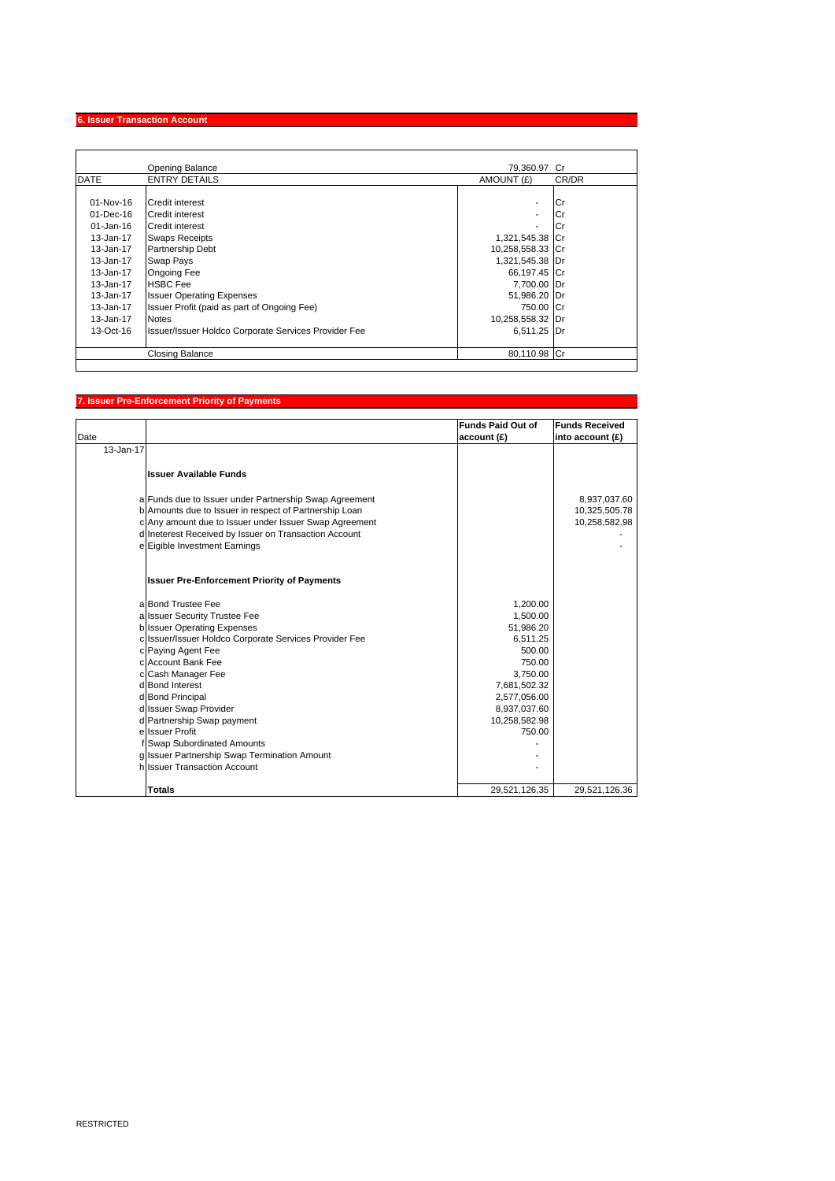## 6. Issuer Transaction Account

| DATE | ENTRY DETAILS | AMOUNT (£) | CR/DR |
|---|---|---|---|
| | Opening Balance | 79,360.97 | Cr |
| 01-Nov-16 | Credit interest | - | Cr |
| 01-Dec-16 | Credit interest | - | Cr |
| 01-Jan-16 | Credit interest | - | Cr |
| 13-Jan-17 | Swaps Receipts | 1,321,545.38 | Cr |
| 13-Jan-17 | Partnership Debt | 10,258,558.33 | Cr |
| 13-Jan-17 | Swap Pays | 1,321,545.38 | Dr |
| 13-Jan-17 | Ongoing Fee | 66,197.45 | Cr |
| 13-Jan-17 | HSBC Fee | 7,700.00 | Dr |
| 13-Jan-17 | Issuer Operating Expenses | 51,986.20 | Dr |
| 13-Jan-17 | Issuer Profit (paid as part of Ongoing Fee) | 750.00 | Cr |
| 13-Jan-17 | Notes | 10,258,558.32 | Dr |
| 13-Oct-16 | Issuer/Issuer Holdco Corporate Services Provider Fee | 6,511.25 | Dr |
| | Closing Balance | 80,110.98 | Cr |

## 7. Issuer Pre-Enforcement Priority of Payments

| Date | | | Funds Paid Out of account (£) | Funds Received into account (£) |
|---|---|---|---|---|
| 13-Jan-17 | | | | |
| | | **Issuer Available Funds** | | |
| | a | Funds due to Issuer under Partnership Swap Agreement | | 8,937,037.60 |
| | b | Amounts due to Issuer in respect of Partnership Loan | | 10,325,505.78 |
| | c | Any amount due to Issuer under Issuer Swap Agreement | | 10,258,582.98 |
| | d | Ineterest Received by Issuer on Transaction Account | | - |
| | e | Eigible Investment Earnings | | - |
| | | **Issuer Pre-Enforcement Priority of Payments** | | |
| | a | Bond Trustee Fee | 1,200.00 | |
| | a | Issuer Security Trustee Fee | 1,500.00 | |
| | b | Issuer Operating Expenses | 51,986.20 | |
| | c | Issuer/Issuer Holdco Corporate Services Provider Fee | 6,511.25 | |
| | c | Paying Agent Fee | 500.00 | |
| | c | Account Bank Fee | 750.00 | |
| | c | Cash Manager Fee | 3,750.00 | |
| | d | Bond Interest | 7,681,502.32 | |
| | d | Bond Principal | 2,577,056.00 | |
| | d | Issuer Swap Provider | 8,937,037.60 | |
| | d | Partnership Swap payment | 10,258,582.98 | |
| | e | Issuer Profit | 750.00 | |
| | f | Swap Subordinated Amounts | - | |
| | g | Issuer Partnership Swap Termination Amount | - | |
| | h | Issuer Transaction Account | - | |
| | | **Totals** | 29,521,126.35 | 29,521,126.36 |

RESTRICTED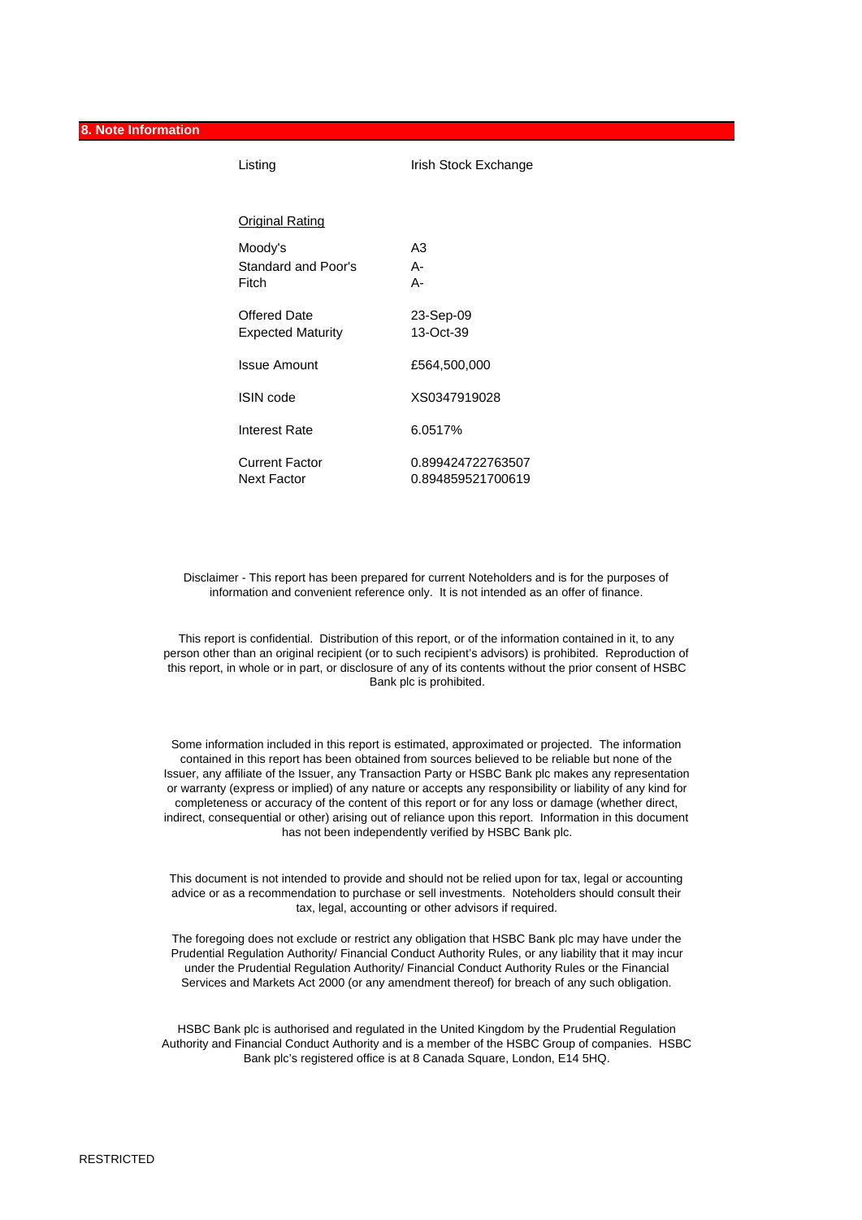## 8. Note Information

| | |
|---|---|
| Listing | Irish Stock Exchange |
| Original Rating | |
| Moody's | A3 |
| Standard and Poor's | A- |
| Fitch | A- |
| Offered Date | 23-Sep-09 |
| Expected Maturity | 13-Oct-39 |
| Issue Amount | £564,500,000 |
| ISIN code | XS0347919028 |
| Interest Rate | 6.0517% |
| Current Factor | 0.899424722763507 |
| Next Factor | 0.894859521700619 |

Disclaimer - This report has been prepared for current Noteholders and is for the purposes of information and convenient reference only. It is not intended as an offer of finance.

This report is confidential. Distribution of this report, or of the information contained in it, to any person other than an original recipient (or to such recipient's advisors) is prohibited. Reproduction of this report, in whole or in part, or disclosure of any of its contents without the prior consent of HSBC Bank plc is prohibited.

Some information included in this report is estimated, approximated or projected. The information contained in this report has been obtained from sources believed to be reliable but none of the Issuer, any affiliate of the Issuer, any Transaction Party or HSBC Bank plc makes any representation or warranty (express or implied) of any nature or accepts any responsibility or liability of any kind for completeness or accuracy of the content of this report or for any loss or damage (whether direct, indirect, consequential or other) arising out of reliance upon this report. Information in this document has not been independently verified by HSBC Bank plc.

This document is not intended to provide and should not be relied upon for tax, legal or accounting advice or as a recommendation to purchase or sell investments. Noteholders should consult their tax, legal, accounting or other advisors if required.

The foregoing does not exclude or restrict any obligation that HSBC Bank plc may have under the Prudential Regulation Authority/ Financial Conduct Authority Rules, or any liability that it may incur under the Prudential Regulation Authority/ Financial Conduct Authority Rules or the Financial Services and Markets Act 2000 (or any amendment thereof) for breach of any such obligation.

HSBC Bank plc is authorised and regulated in the United Kingdom by the Prudential Regulation Authority and Financial Conduct Authority and is a member of the HSBC Group of companies. HSBC Bank plc's registered office is at 8 Canada Square, London, E14 5HQ.

RESTRICTED